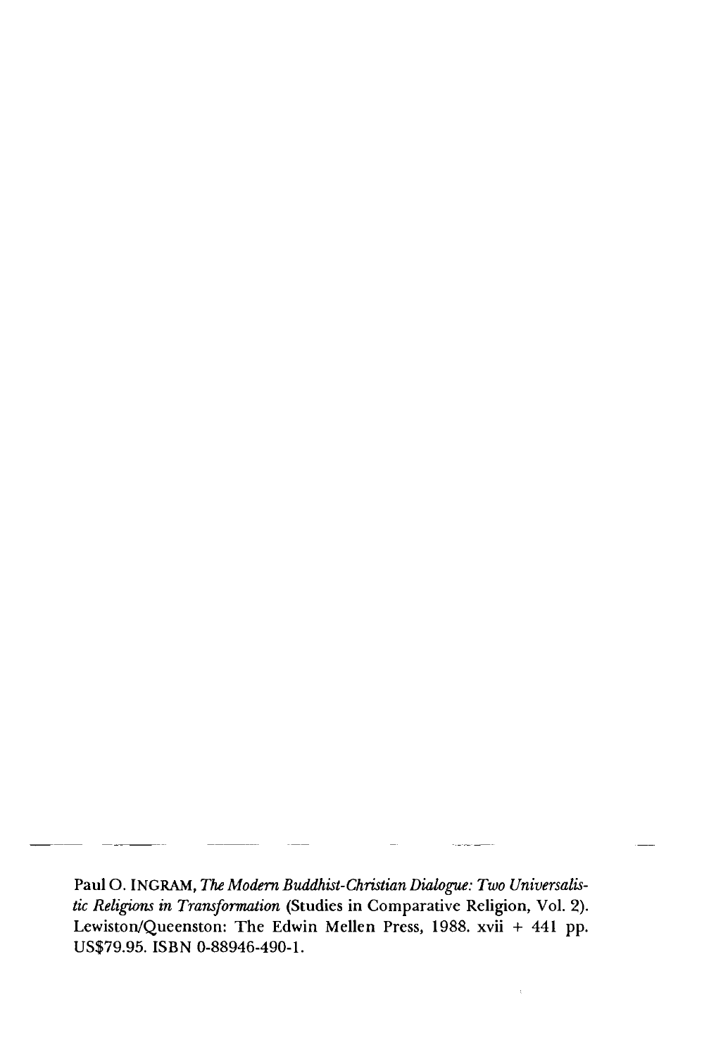Paul O. INGRAM, *The Modern Buddhist-Christian Dialogue: Two Universalistic Religions in Transformation* (Studies in Comparative Religion, Vol. 2). Lewiston/Queenston: The Edwin Mellen Press, 1988. xvii + 441 pp. US$79.95. ISBN 0-88946-490-1.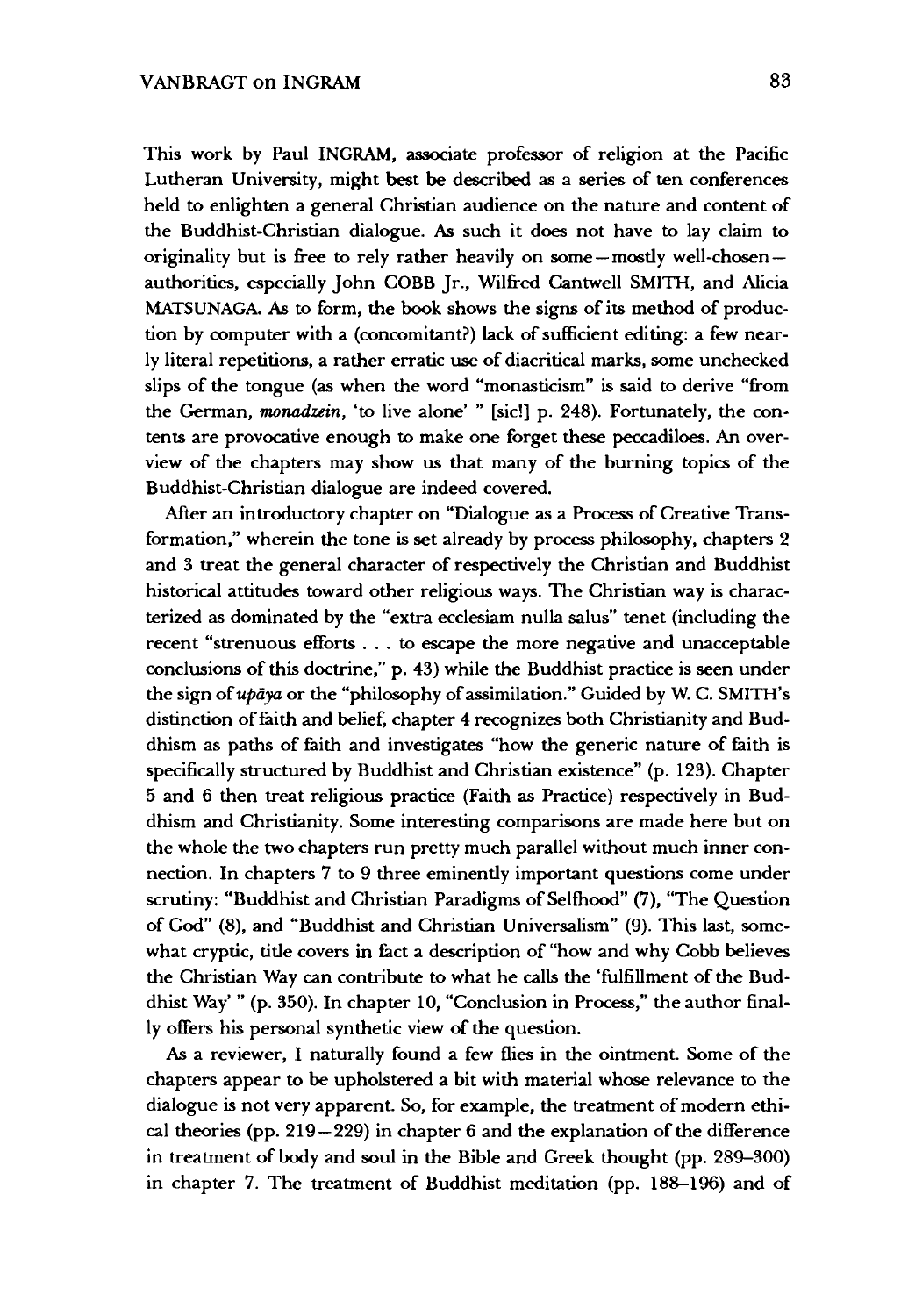This work by Paul INGRAM, associate professor of religion at the Pacific Lutheran University, might best be described as a series of ten conferences held to enlighten a general Christian audience on the nature and content of the Buddhist-Christian dialogue. As such it does not have to lay claim to originality but is free to rely rather heavily on some—mostly well-chosen—authorities, especially John COBB Jr., Wilfred Cantwell SMITH, and Alicia MATSUNAGA. As to form, the book shows the signs of its method of production by computer with a (concomitant?) lack of sufficient editing: a few nearly literal repetitions, a rather erratic use of diacritical marks, some unchecked slips of the tongue (as when the word "monasticism" is said to derive "from the German, *monadzein*, 'to live alone' " [sic!] p. 248). Fortunately, the contents are provocative enough to make one forget these peccadiloes. An overview of the chapters may show us that many of the burning topics of the Buddhist-Christian dialogue are indeed covered.

After an introductory chapter on "Dialogue as a Process of Creative Transformation," wherein the tone is set already by process philosophy, chapters 2 and 3 treat the general character of respectively the Christian and Buddhist historical attitudes toward other religious ways. The Christian way is characterized as dominated by the "extra ecclesiam nulla salus" tenet (including the recent "strenuous efforts . . . to escape the more negative and unacceptable conclusions of this doctrine," p. 43) while the Buddhist practice is seen under the sign of *upāya* or the "philosophy of assimilation." Guided by W. C. SMITH's distinction of faith and belief, chapter 4 recognizes both Christianity and Buddhism as paths of faith and investigates "how the generic nature of faith is specifically structured by Buddhist and Christian existence" (p. 123). Chapter 5 and 6 then treat religious practice (Faith as Practice) respectively in Buddhism and Christianity. Some interesting comparisons are made here but on the whole the two chapters run pretty much parallel without much inner connection. In chapters 7 to 9 three eminently important questions come under scrutiny: "Buddhist and Christian Paradigms of Selfhood" (7), "The Question of God" (8), and "Buddhist and Christian Universalism" (9). This last, somewhat cryptic, title covers in fact a description of "how and why Cobb believes the Christian Way can contribute to what he calls the 'fulfillment of the Buddhist Way' " (p. 350). In chapter 10, "Conclusion in Process," the author finally offers his personal synthetic view of the question.

As a reviewer, I naturally found a few flies in the ointment. Some of the chapters appear to be upholstered a bit with material whose relevance to the dialogue is not very apparent. So, for example, the treatment of modern ethical theories (pp. 219–229) in chapter 6 and the explanation of the difference in treatment of body and soul in the Bible and Greek thought (pp. 289–300) in chapter 7. The treatment of Buddhist meditation (pp. 188–196) and of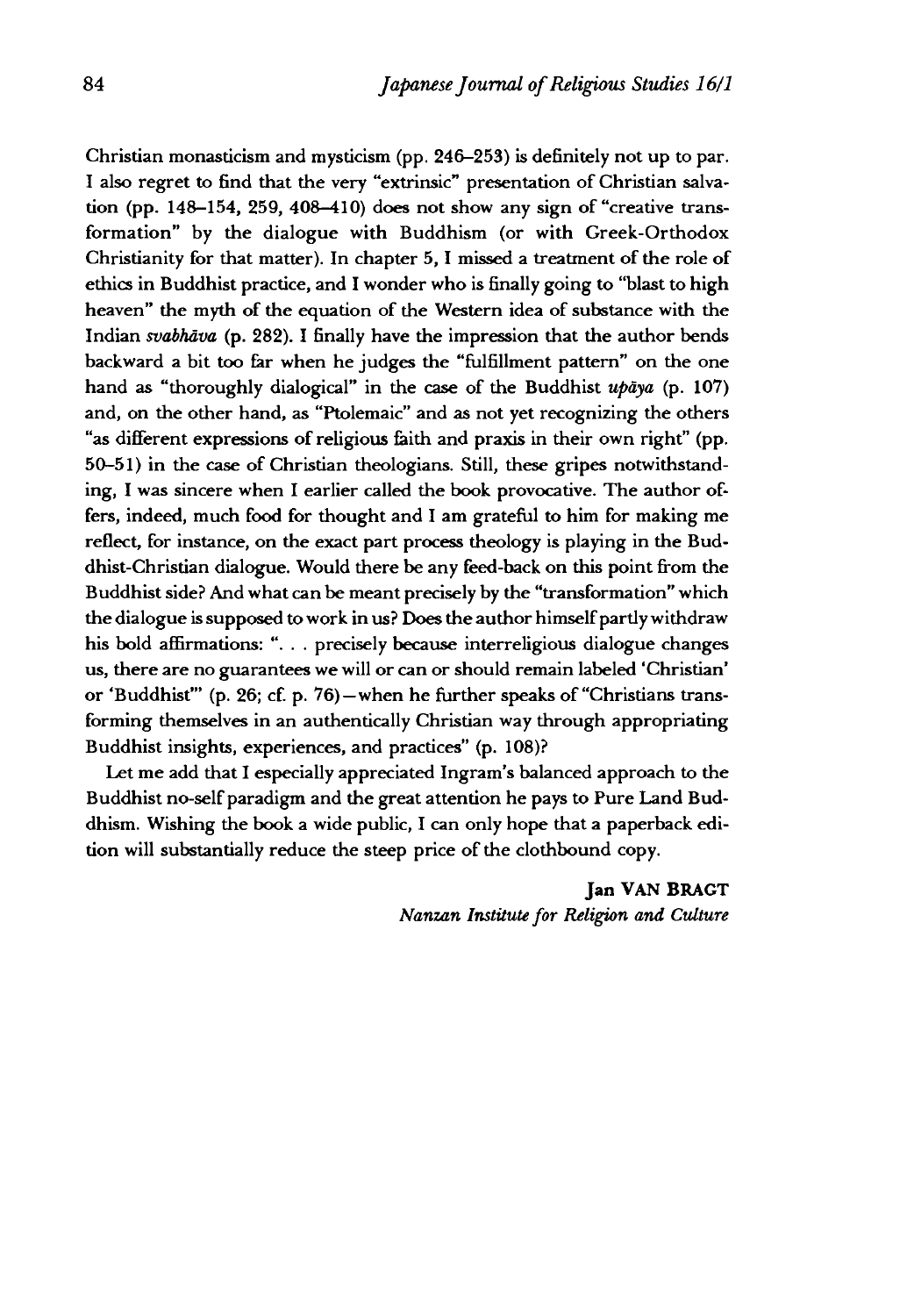Christian monasticism and mysticism (pp. 246–253) is definitely not up to par. I also regret to find that the very "extrinsic" presentation of Christian salvation (pp. 148–154, 259, 408–410) does not show any sign of "creative transformation" by the dialogue with Buddhism (or with Greek-Orthodox Christianity for that matter). In chapter 5, I missed a treatment of the role of ethics in Buddhist practice, and I wonder who is finally going to "blast to high heaven" the myth of the equation of the Western idea of substance with the Indian *svabhāva* (p. 282). I finally have the impression that the author bends backward a bit too far when he judges the "fulfillment pattern" on the one hand as "thoroughly dialogical" in the case of the Buddhist *upāya* (p. 107) and, on the other hand, as "Ptolemaic" and as not yet recognizing the others "as different expressions of religious faith and praxis in their own right" (pp. 50–51) in the case of Christian theologians. Still, these gripes notwithstanding, I was sincere when I earlier called the book provocative. The author offers, indeed, much food for thought and I am grateful to him for making me reflect, for instance, on the exact part process theology is playing in the Buddhist-Christian dialogue. Would there be any feed-back on this point from the Buddhist side? And what can be meant precisely by the "transformation" which the dialogue is supposed to work in us? Does the author himself partly withdraw his bold affirmations: ". . . precisely because interreligious dialogue changes us, there are no guarantees we will or can or should remain labeled 'Christian' or 'Buddhist'" (p. 26; cf. p. 76)—when he further speaks of "Christians transforming themselves in an authentically Christian way through appropriating Buddhist insights, experiences, and practices" (p. 108)?

Let me add that I especially appreciated Ingram's balanced approach to the Buddhist no-self paradigm and the great attention he pays to Pure Land Buddhism. Wishing the book a wide public, I can only hope that a paperback edition will substantially reduce the steep price of the clothbound copy.

**Jan VAN BRAGT**
*Nanzan Institute for Religion and Culture*